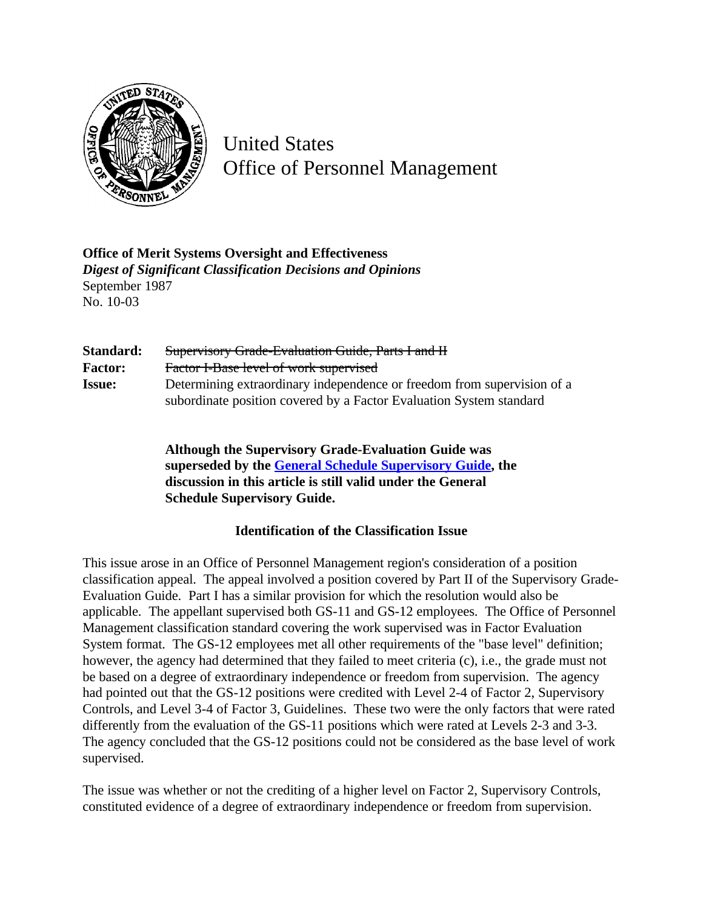United States
Office of Personnel Management

**Office of Merit Systems Oversight and Effectiveness**
***Digest of Significant Classification Decisions and Opinions***
September 1987
No. 10-03

| | |
|---|---|
| **Standard:** | ~~Supervisory Grade-Evaluation Guide, Parts I and II~~ |
| **Factor:** | ~~Factor I-Base level of work supervised~~ |
| **Issue:** | Determining extraordinary independence or freedom from supervision of a subordinate position covered by a Factor Evaluation System standard |

**Although the Supervisory Grade-Evaluation Guide was superseded by the General Schedule Supervisory Guide, the discussion in this article is still valid under the General Schedule Supervisory Guide.**

## Identification of the Classification Issue

This issue arose in an Office of Personnel Management region's consideration of a position classification appeal. The appeal involved a position covered by Part II of the Supervisory Grade-Evaluation Guide. Part I has a similar provision for which the resolution would also be applicable. The appellant supervised both GS-11 and GS-12 employees. The Office of Personnel Management classification standard covering the work supervised was in Factor Evaluation System format. The GS-12 employees met all other requirements of the "base level" definition; however, the agency had determined that they failed to meet criteria (c), i.e., the grade must not be based on a degree of extraordinary independence or freedom from supervision. The agency had pointed out that the GS-12 positions were credited with Level 2-4 of Factor 2, Supervisory Controls, and Level 3-4 of Factor 3, Guidelines. These two were the only factors that were rated differently from the evaluation of the GS-11 positions which were rated at Levels 2-3 and 3-3. The agency concluded that the GS-12 positions could not be considered as the base level of work supervised.

The issue was whether or not the crediting of a higher level on Factor 2, Supervisory Controls, constituted evidence of a degree of extraordinary independence or freedom from supervision.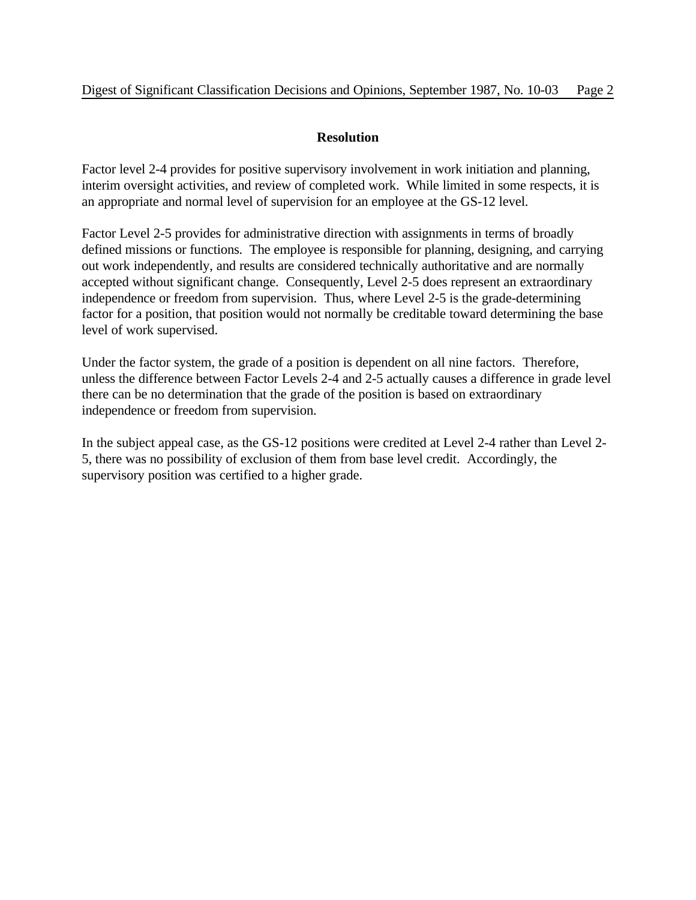## Resolution

Factor level 2-4 provides for positive supervisory involvement in work initiation and planning, interim oversight activities, and review of completed work. While limited in some respects, it is an appropriate and normal level of supervision for an employee at the GS-12 level.

Factor Level 2-5 provides for administrative direction with assignments in terms of broadly defined missions or functions. The employee is responsible for planning, designing, and carrying out work independently, and results are considered technically authoritative and are normally accepted without significant change. Consequently, Level 2-5 does represent an extraordinary independence or freedom from supervision. Thus, where Level 2-5 is the grade-determining factor for a position, that position would not normally be creditable toward determining the base level of work supervised.

Under the factor system, the grade of a position is dependent on all nine factors. Therefore, unless the difference between Factor Levels 2-4 and 2-5 actually causes a difference in grade level there can be no determination that the grade of the position is based on extraordinary independence or freedom from supervision.

In the subject appeal case, as the GS-12 positions were credited at Level 2-4 rather than Level 2-5, there was no possibility of exclusion of them from base level credit. Accordingly, the supervisory position was certified to a higher grade.